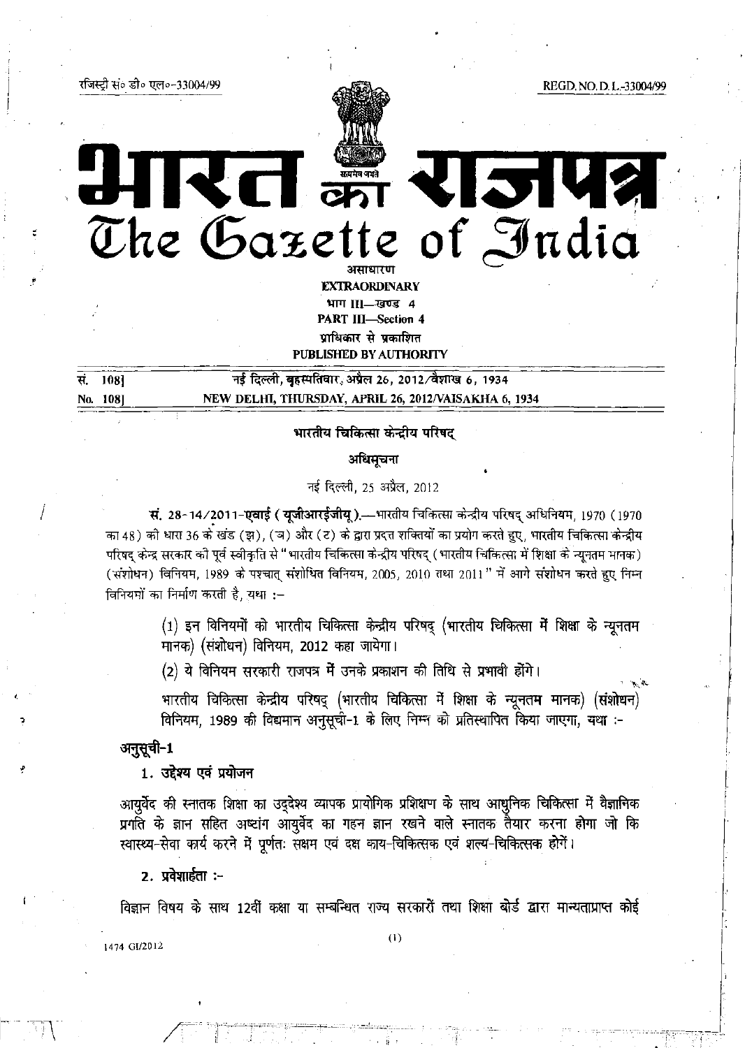रजिस्ट्री सं० डी० एल०-33004/99 REGD. NO. D. L.-33004/99

# भारत का राजपत्र
# The Gazette of India

असाधारण
**EXTRAORDINARY**
भाग III—खण्ड 4
**PART III—Section 4**
प्राधिकार से प्रकाशित
**PUBLISHED BY AUTHORITY**

| | |
|---|---|
| सं. 108] | नई दिल्ली, बृहस्पतिवार, अप्रैल 26, 2012/वैशाख 6, 1934 |
| No. 108] | NEW DELHI, THURSDAY, APRIL 26, 2012/VAISAKHA 6, 1934 |

**भारतीय चिकित्सा केन्द्रीय परिषद्**

**अधिसूचना**

नई दिल्ली, 25 अप्रैल, 2012

**सं. 28-14/2011-एवाई (यूजीआरईजीयू).**—भारतीय चिकित्सा केन्द्रीय परिषद् अधिनियम, 1970 (1970 का 48) की धारा 36 के खंड (झ), (ञ) और (ट) के द्वारा प्रदत्त शक्तियों का प्रयोग करते हुए, भारतीय चिकित्सा केन्द्रीय परिषद् केन्द्र सरकार की पूर्व स्वीकृति से "भारतीय चिकित्सा केन्द्रीय परिषद् (भारतीय चिकित्सा में शिक्षा के न्यूनतम मानक) (संशोधन) विनियम, 1989 के पश्चात् संशोधित विनियम, 2005, 2010 तथा 2011" में आगे संशोधन करते हुए निम्न विनियमों का निर्माण करती है, यथा :–

(1) इन विनियमों को भारतीय चिकित्सा केन्द्रीय परिषद् (भारतीय चिकित्सा में शिक्षा के न्यूनतम मानक) (संशोधन) विनियम, 2012 कहा जायेगा।

(2) ये विनियम सरकारी राजपत्र में उनके प्रकाशन की तिथि से प्रभावी होंगे।

भारतीय चिकित्सा केन्द्रीय परिषद् (भारतीय चिकित्सा में शिक्षा के न्यूनतम मानक) (संशोधन) विनियम, 1989 की विद्यमान अनुसूची-1 के लिए निम्न को प्रतिस्थापित किया जाएगा, यथा :-

## अनुसूची-1

### 1. उद्देश्य एवं प्रयोजन

आयुर्वेद की स्नातक शिक्षा का उद्देश्य व्यापक प्रायोगिक प्रशिक्षण के साथ आधुनिक चिकित्सा में वैज्ञानिक प्रगति के ज्ञान सहित अष्टांग आयुर्वेद का गहन ज्ञान रखने वाले स्नातक तैयार करना होगा जो कि स्वास्थ्य-सेवा कार्य करने में पूर्णतः सक्षम एवं दक्ष काय-चिकित्सक एवं शल्य-चिकित्सक होंगे।

### 2. प्रवेशार्हता :-

विज्ञान विषय के साथ 12वीं कक्षा या सम्बन्धित राज्य सरकारों तथा शिक्षा बोर्ड द्वारा मान्यताप्राप्त कोई

1474 GI/2012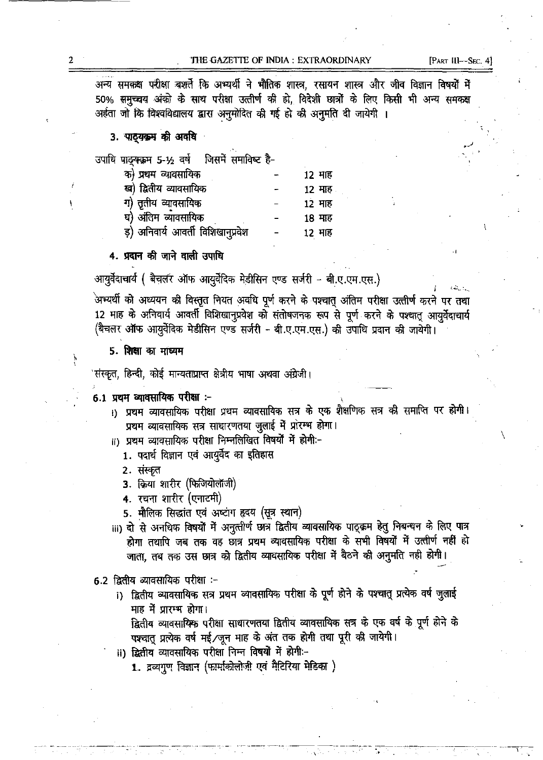अन्य समकक्ष परीक्षा बशर्ते कि अभ्यर्थी ने भौतिक शास्त्र, रसायन शास्त्र और जीव विज्ञान विषयों में 50% समुच्चय अंको के साथ परीक्षा उत्तीर्ण की हो, विदेशी छात्रों के लिए किसी भी अन्य समकक्ष अर्हता जो कि विश्वविद्यालय द्वारा अनुमोदित की गई हो की अनुमति दी जायेगी ।

### 3. पाठ्यक्रम की अवधि

उपाधि पाठ्यक्रम 5-½ वर्ष जिसमें समाविष्ट है-

| | | |
|---|---|---|
| क) प्रथम व्यावसायिक | - | 12 माह |
| ख) द्वितीय व्यावसायिक | - | 12 माह |
| ग) तृतीय व्यावसायिक | - | 12 माह |
| घ) अंतिम व्यावसायिक | - | 18 माह |
| ड़) अनिवार्य आवर्ती विशिखानुप्रवेश | - | 12 माह |

### 4. प्रदान की जाने वाली उपाधि

आयुर्वेदाचार्य ( बैचलर ऑफ आयुर्वेदिक मेडीसिन एण्ड सर्जरी - बी.ए.एम.एस.)

अभ्यर्थी को अध्ययन की विस्तृत नियत अवधि पूर्ण करने के पश्चात् अंतिम परीक्षा उत्तीर्ण करने पर तथा 12 माह के अनिवार्य आवर्ती विशिखानुप्रवेश को संतोषजनक रूप से पूर्ण करने के पश्चात् आयुर्वेदाचार्य (बैचलर ऑफ आयुर्वेदिक मेडीसिन एण्ड सर्जरी - बी.ए.एम.एस.) की उपाधि प्रदान की जायेगी।

### 5. शिक्षा का माध्यम

संस्कृत, हिन्दी, कोई मान्यताप्राप्त क्षेत्रीय भाषा अथवा अंग्रेजी।

### 6.1 प्रथम व्यावसायिक परीक्षा :-

i) प्रथम व्यावसायिक परीक्षा प्रथम व्यावसायिक सत्र के एक शैक्षणिक सत्र की समाप्ति पर होगी। प्रथम व्यावसायिक सत्र साधारणतया जुलाई में प्रारम्भ होगा।

ii) प्रथम व्यावसायिक परीक्षा निम्नलिखित विषयों में होगी:-

1. पदार्थ विज्ञान एवं आयुर्वेद का इतिहास
2. संस्कृत
3. क्रिया शारीर (फिजियोलॉजी)
4. रचना शारीर (एनाटमी)
5. मौलिक सिद्धांत एवं अष्टांग हृदय (सूत्र स्थान)

iii) दो से अनधिक विषयों में अनुत्तीर्ण छात्र द्वितीय व्यावसायिक पाठ्क्रम हेतु निबन्धन के लिए पात्र होगा तथापि जब तक वह छात्र प्रथम व्यावसायिक परीक्षा के सभी विषयों में उत्तीर्ण नहीं हो जाता, तब तक उस छात्र को द्वितीय व्यावसायिक परीक्षा में बैठने की अनुमति नही होगी।

### 6.2 द्वितीय व्यावसायिक परीक्षा :-

i) द्वितीय व्यावसायिक सत्र प्रथम व्यावसायिक परीक्षा के पूर्ण होने के पश्चात् प्रत्येक वर्ष जुलाई माह में प्रारम्भ होगा।

द्वितीय व्यावसायिक परीक्षा साधारणतया द्वितीय व्यावसायिक सत्र के एक वर्ष के पूर्ण होने के पश्चात् प्रत्येक वर्ष मई/जून माह के अंत तक होगी तथा पूरी की जायेगी।

ii) द्वितीय व्यावसायिक परीक्षा निम्न विषयों में होगी:-

1. द्रव्यगुण विज्ञान (फार्माकोलोजी एवं मैटिरिया मेडिका )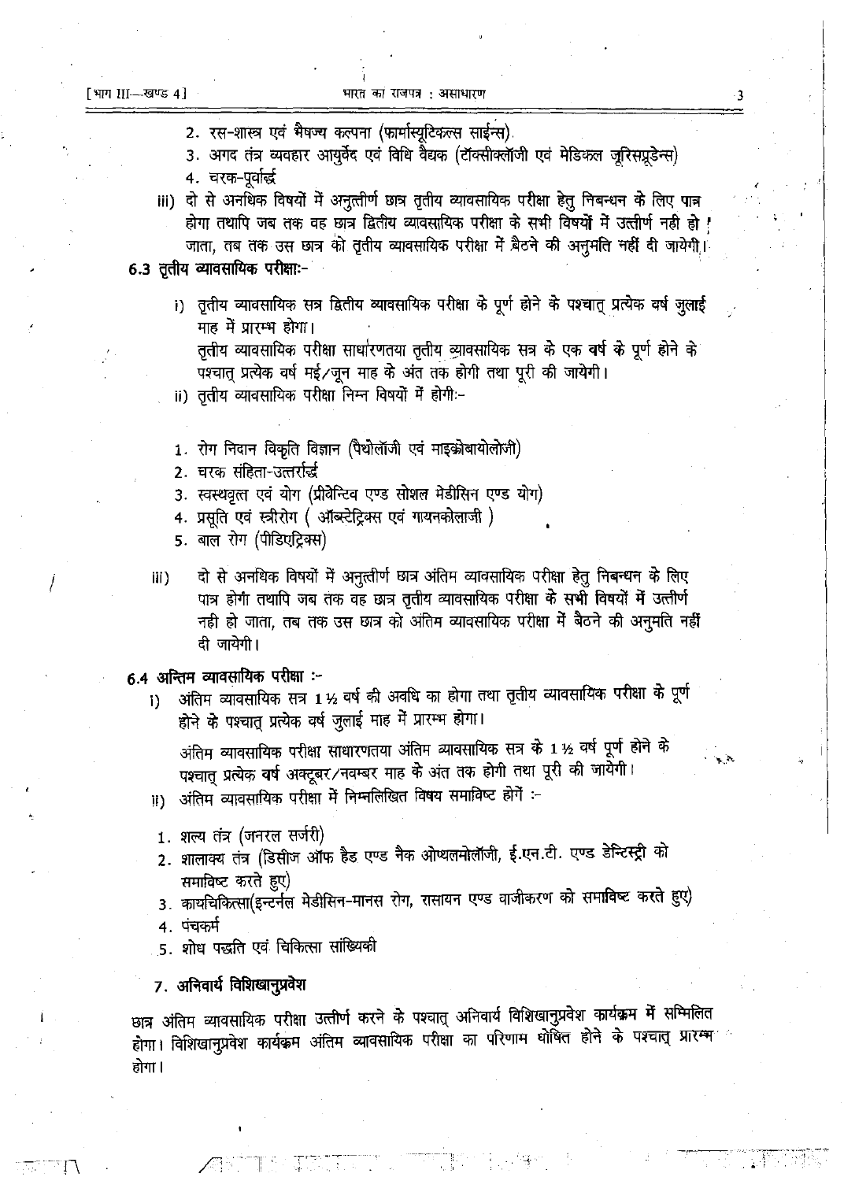2. रस-शास्त्र एवं भैषज्य कल्पना (फार्मास्यूटिकल्स साईन्स)
3. अगद तंत्र व्यवहार आयुर्वेद एवं विधि वैद्यक (टॉक्सीकोलॉजी एवं मेडिकल जूरिसप्रूडेन्स)
4. चरक-पूर्वार्द्ध

iii) दो से अनधिक विषयों में अनुत्तीर्ण छात्र तृतीय व्यावसायिक परीक्षा हेतु निबन्धन के लिए पात्र होगा तथापि जब तक वह छात्र द्वितीय व्यावसायिक परीक्षा के सभी विषयों में उत्तीर्ण नही हो जाता, तब तक उस छात्र को तृतीय व्यावसायिक परीक्षा में बैठने की अनुमति नहीं दी जायेगी।

**6.3 तृतीय व्यावसायिक परीक्षा:-**

i) तृतीय व्यावसायिक सत्र द्वितीय व्यावसायिक परीक्षा के पूर्ण होने के पश्चात् प्रत्येक वर्ष जुलाई माह में प्रारम्भ होगा।

तृतीय व्यावसायिक परीक्षा साधारणतया तृतीय व्यावसायिक सत्र के एक वर्ष के पूर्ण होने के पश्चात् प्रत्येक वर्ष मई/जून माह के अंत तक होगी तथा पूरी की जायेगी।

ii) तृतीय व्यावसायिक परीक्षा निम्न विषयों में होगी:-

1. रोग निदान विकृति विज्ञान (पैथोलॉजी एवं माइक्रोबायोलोजी)
2. चरक संहिता-उत्तरार्द्ध
3. स्वस्थवृत्त एवं योग (प्रीवेन्टिव एण्ड सोशल मेडीसिन एण्ड योग)
4. प्रसूति एवं स्त्रीरोग ( ऑब्स्टेट्रिक्स एवं गायनकोलाजी )
5. बाल रोग (पीडिएट्रिक्स)

iii) दो से अनधिक विषयों में अनुत्तीर्ण छात्र अंतिम व्यावसायिक परीक्षा हेतु निबन्धन के लिए पात्र होगा तथापि जब तक वह छात्र तृतीय व्यावसायिक परीक्षा के सभी विषयों में उत्तीर्ण नही हो जाता, तब तक उस छात्र को अंतिम व्यावसायिक परीक्षा में बैठने की अनुमति नहीं दी जायेगी।

**6.4 अन्तिम व्यावसायिक परीक्षा :-**

i) अंतिम व्यावसायिक सत्र 1½ वर्ष की अवधि का होगा तथा तृतीय व्यावसायिक परीक्षा के पूर्ण होने के पश्चात् प्रत्येक वर्ष जुलाई माह में प्रारम्भ होगा।

अंतिम व्यावसायिक परीक्षा साधारणतया अंतिम व्यावसायिक सत्र के 1½ वर्ष पूर्ण होने के पश्चात् प्रत्येक वर्ष अक्टूबर/नवम्बर माह के अंत तक होगी तथा पूरी की जायेगी।

ii) अंतिम व्यावसायिक परीक्षा में निम्नलिखित विषय समाविष्ट होगें :-

1. शल्य तंत्र (जनरल सर्जरी)
2. शालाक्य तंत्र (डिसीज ऑफ हैड एण्ड नैक ओप्थलमोलॉजी, ई.एन.टी. एण्ड डेन्टिस्ट्री को समाविष्ट करते हुए)
3. कायचिकित्सा(इन्टर्नल मेडीसिन-मानस रोग, रासायन एण्ड वाजीकरण को समाविष्ट करते हुए)
4. पंचकर्म
5. शोध पद्धति एवं चिकित्सा सांख्यिकी

**7. अनिवार्य विशिखानुप्रवेश**

छात्र अंतिम व्यावसायिक परीक्षा उत्तीर्ण करने के पश्चात् अनिवार्य विशिखानुप्रवेश कार्यक्रम में सम्मिलित होगा। विशिखानुप्रवेश कार्यक्रम अंतिम व्यावसायिक परीक्षा का परिणाम घोषित होने के पश्चात् प्रारम्भ होगा।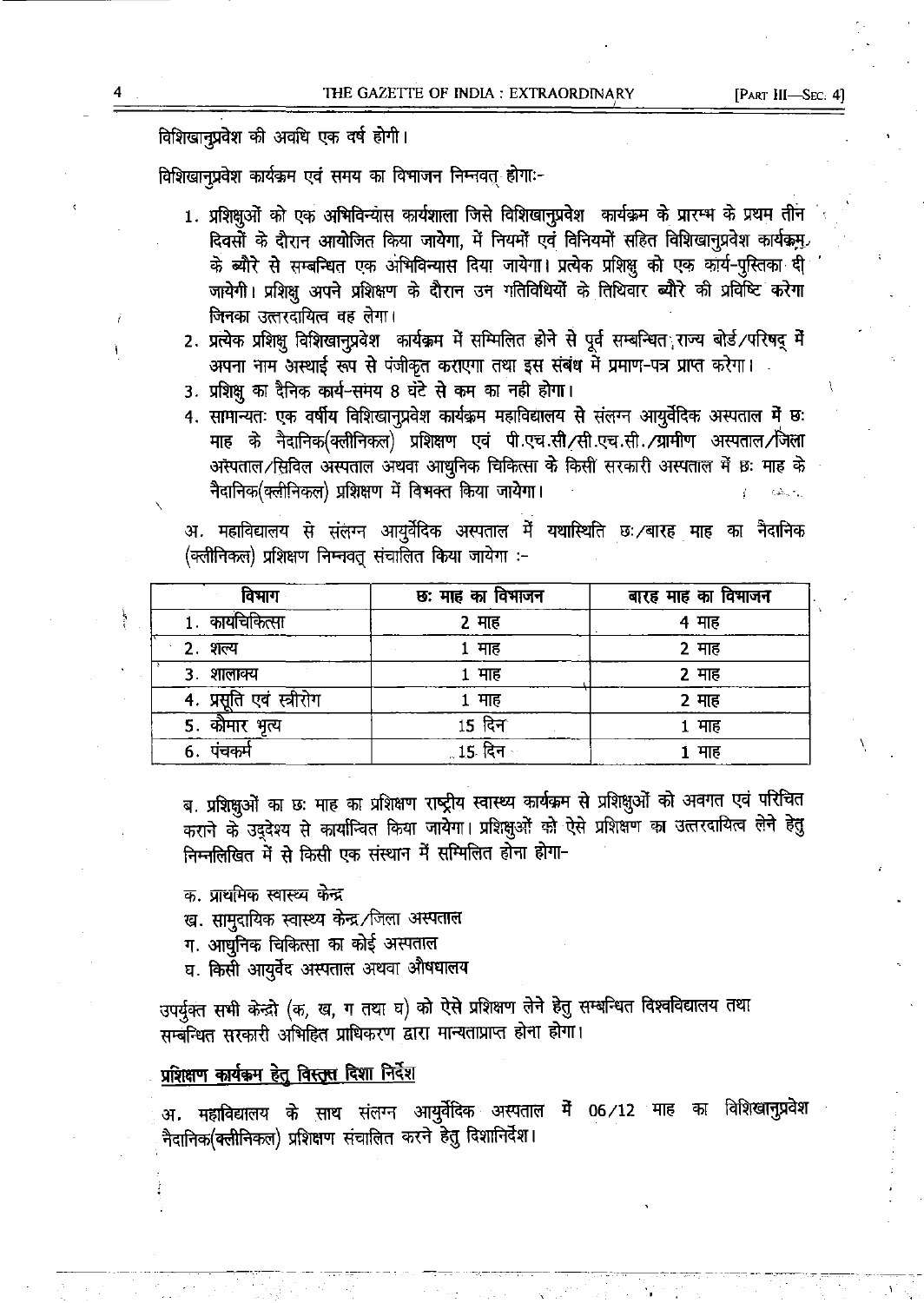विशिखानुप्रवेश की अवधि एक वर्ष होगी।

विशिखानुप्रवेश कार्यक्रम एवं समय का विभाजन निम्नवत् होगाः-

1. प्रशिक्षुओं को एक अभिविन्यास कार्यशाला जिसे विशिखानुप्रवेश कार्यक्रम के प्रारम्भ के प्रथम तीन दिवसों के दौरान आयोजित किया जायेगा, में नियमों एवं विनियमों सहित विशिखानुप्रवेश कार्यक्रम के ब्यौरे से सम्बन्धित एक अभिविन्यास दिया जायेगा। प्रत्येक प्रशिक्षु को एक कार्य-पुस्तिका दी जायेगी। प्रशिक्षु अपने प्रशिक्षण के दौरान उन गतिविधियों के तिथिवार ब्यौरे की प्रविष्टि करेगा जिनका उत्तरदायित्व वह लेगा।
2. प्रत्येक प्रशिक्षु विशिखानुप्रवेश कार्यक्रम में सम्मिलित होने से पूर्व सम्बन्धित राज्य बोर्ड/परिषद् में अपना नाम अस्थाई रूप से पंजीकृत कराएगा तथा इस संबंध में प्रमाण-पत्र प्राप्त करेगा।
3. प्रशिक्षु का दैनिक कार्य-समय 8 घंटे से कम का नही होगा।
4. सामान्यतः एक वर्षीय विशिखानुप्रवेश कार्यक्रम महाविद्यालय से संलग्न आयुर्वेदिक अस्पताल में छः माह के नैदानिक(क्लीनिकल) प्रशिक्षण एवं पी.एच.सी/सी.एच.सी./ग्रामीण अस्पताल/जिला अस्पताल/सिविल अस्पताल अथवा आधुनिक चिकित्सा के किसी सरकारी अस्पताल में छः माह के नैदानिक(क्लीनिकल) प्रशिक्षण में विभक्त किया जायेगा।

अ. महाविद्यालय से संलग्न आयुर्वेदिक अस्पताल में यथास्थिति छः/बारह माह का नैदानिक (क्लीनिकल) प्रशिक्षण निम्नवत् संचालित किया जायेगा :-

| विभाग | छः माह का विभाजन | बारह माह का विभाजन |
|---|---|---|
| 1. कायचिकित्सा | 2 माह | 4 माह |
| 2. शल्य | 1 माह | 2 माह |
| 3. शालाक्य | 1 माह | 2 माह |
| 4. प्रसूति एवं स्त्रीरोग | 1 माह | 2 माह |
| 5. कौमार भृत्य | 15 दिन | 1 माह |
| 6. पंचकर्म | 15 दिन | 1 माह |

ब. प्रशिक्षुओं का छः माह का प्रशिक्षण राष्ट्रीय स्वास्थ्य कार्यक्रम से प्रशिक्षुओं को अवगत एवं परिचित कराने के उद्देश्य से कार्यान्वित किया जायेगा। प्रशिक्षुओं को ऐसे प्रशिक्षण का उत्तरदायित्व लेने हेतु निम्नलिखित में से किसी एक संस्थान में सम्मिलित होना होगा-

क. प्राथमिक स्वास्थ्य केन्द्र

ख. सामुदायिक स्वास्थ्य केन्द्र/जिला अस्पताल

ग. आधुनिक चिकित्सा का कोई अस्पताल

घ. किसी आयुर्वेद अस्पताल अथवा औषधालय

उपर्युक्त सभी केन्द्रो (क, ख, ग तथा घ) को ऐसे प्रशिक्षण लेने हेतु सम्बन्धित विश्वविद्यालय तथा सम्बन्धित सरकारी अभिहित प्राधिकरण द्वारा मान्यताप्राप्त होना होगा।

**प्रशिक्षण कार्यक्रम हेतु विस्तृत दिशा निर्देश**

अ. महाविद्यालय के साथ संलग्न आयुर्वेदिक अस्पताल में 06/12 माह का विशिखानुप्रवेश नैदानिक(क्लीनिकल) प्रशिक्षण संचालित करने हेतु दिशानिर्देश।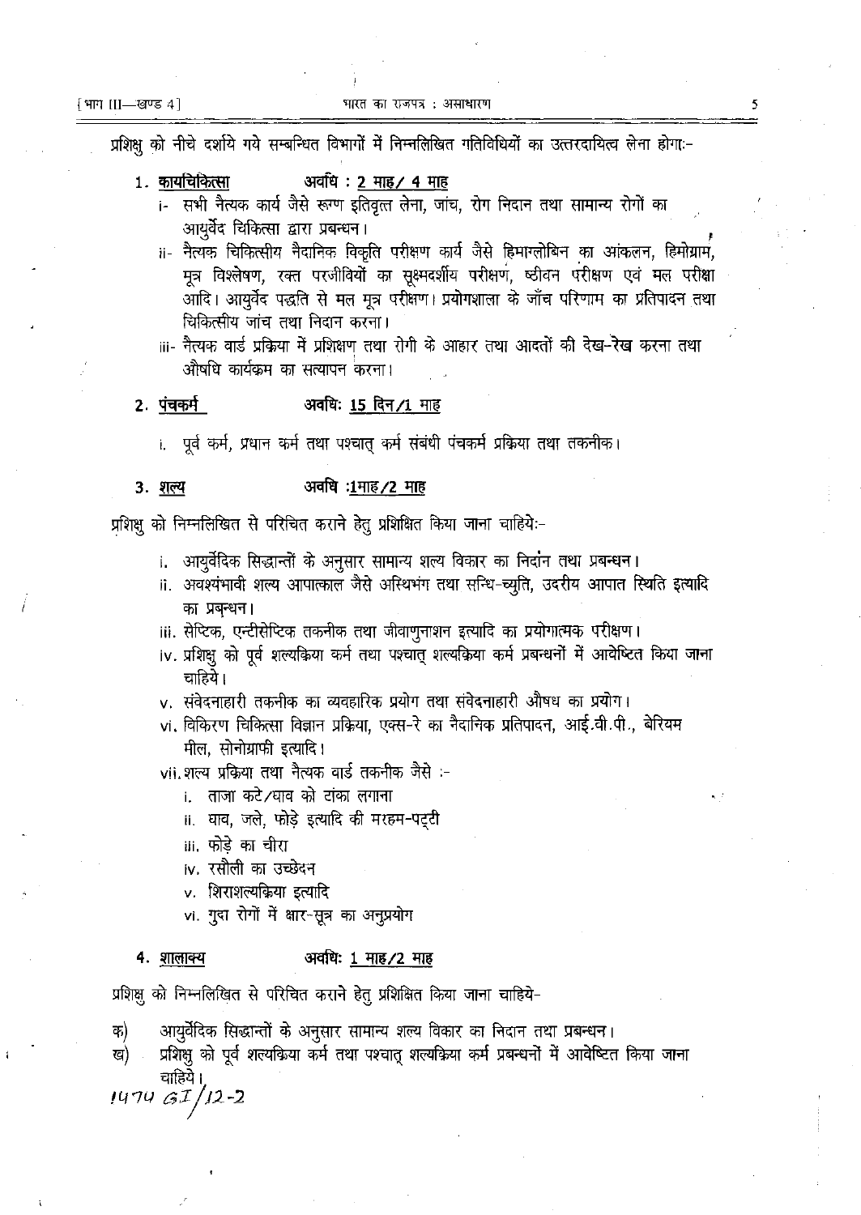प्रशिक्षु को नीचे दर्शाये गये सम्बन्धित विभागों में निम्नलिखित गतिविधियों का उत्तरदायित्व लेना होगा:-

1. <u>कायचिकित्सा</u> &nbsp;&nbsp;&nbsp;&nbsp; अवधि : <u>2 माह/ 4 माह</u>

   i- सभी नैत्यक कार्य जैसे रूग्ण इतिवृत्त लेना, जांच, रोग निदान तथा सामान्य रोगों का आयुर्वेद चिकित्सा द्वारा प्रबन्धन।

   ii- नैत्यक चिकित्सीय नैदानिक विकृति परीक्षण कार्य जैसे हिमाग्लोबिन का आंकलन, हिमोग्राम, मूत्र विश्लेषण, रक्त परजीवियों का सूक्ष्मदर्शीय परीक्षण, ष्ठीवन परीक्षण एवं मल परीक्षा आदि। आयुर्वेद पद्धति से मल मूत्र परीक्षण। प्रयोगशाला के जाँच परिणाम का प्रतिपादन तथा चिकित्सीय जांच तथा निदान करना।

   iii- नैत्यक वार्ड प्रक्रिया में प्रशिक्षण तथा रोगी के आहार तथा आदतों की देख-रेख करना तथा औषधि कार्यक्रम का सत्यापन करना।

2. <u>पंचकर्म</u> &nbsp;&nbsp;&nbsp;&nbsp; अवधि: <u>15 दिन/1 माह</u>

   i. पूर्व कर्म, प्रधान कर्म तथा पश्चात् कर्म संबंधी पंचकर्म प्रक्रिया तथा तकनीक।

3. <u>शल्य</u> &nbsp;&nbsp;&nbsp;&nbsp; अवधि :<u>1माह/2 माह</u>

प्रशिक्षु को निम्नलिखित से परिचित कराने हेतु प्रशिक्षित किया जाना चाहिये:-

i. आयुर्वेदिक सिद्धान्तों के अनुसार सामान्य शल्य विकार का निदान तथा प्रबन्धन।
ii. अवश्यंभावी शल्य आपात्काल जैसे अस्थिभंग तथा सन्धि-च्युति, उदरीय आपात स्थिति इत्यादि का प्रबन्धन।
iii. सेप्टिक, एन्टीसेप्टिक तकनीक तथा जीवाणुनाशन इत्यादि का प्रयोगात्मक परीक्षण।
iv. प्रशिक्षु को पूर्व शल्यक्रिया कर्म तथा पश्चात् शल्यक्रिया कर्म प्रबन्धनों में आवेष्टित किया जाना चाहिये।
v. संवेदनाहारी तकनीक का व्यवहारिक प्रयोग तथा संवेदनाहारी औषध का प्रयोग।
vi. विकिरण चिकित्सा विज्ञान प्रक्रिया, एक्स-रे का नैदानिक प्रतिपादन, आई.वी.पी., बेरियम मील, सोनोग्राफी इत्यादि।
vii. शल्य प्रक्रिया तथा नैत्यक वार्ड तकनीक जैसे :-
   i. ताजा कटे/घाव को टांका लगाना
   ii. घाव, जले, फोड़े इत्यादि की मरहम-पट्टी
   iii. फोड़े का चीरा
   iv. रसौली का उच्छेदन
   v. शिराशल्यक्रिया इत्यादि
   vi. गुदा रोगों में क्षार-सूत्र का अनुप्रयोग

4. <u>शालाक्य</u> &nbsp;&nbsp;&nbsp;&nbsp; अवधि: <u>1 माह/2 माह</u>

प्रशिक्षु को निम्नलिखित से परिचित कराने हेतु प्रशिक्षित किया जाना चाहिये-

क) आयुर्वेदिक सिद्धान्तों के अनुसार सामान्य शल्य विकार का निदान तथा प्रबन्धन।
ख) प्रशिक्षु को पूर्व शल्यक्रिया कर्म तथा पश्चात् शल्यक्रिया कर्म प्रबन्धनों में आवेष्टित किया जाना चाहिये।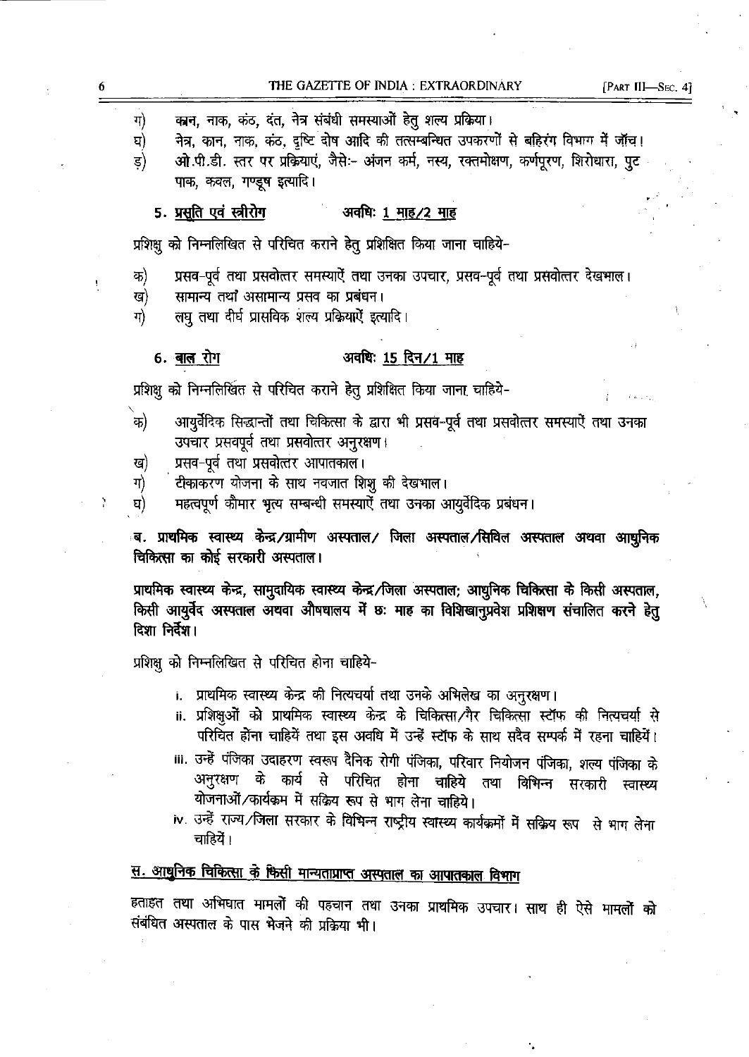ग) कान, नाक, कंठ, दंत, नेत्र संबंधी समस्याओं हेतु शल्य प्रक्रिया।

घ) नेत्र, कान, नाक, कंठ, दृष्टि दोष आदि की तत्सम्बन्धित उपकरणों से बहिरंग विभाग में जाँच।

ड़) ओ.पी.डी. स्तर पर प्रक्रियाएं, जैसेः- अंजन कर्म, नस्य, रक्तमोक्षण, कर्णपूरण, शिरोधारा, पुट पाक, कवल, गण्डूष इत्यादि।

**5. <u>प्रसुति एवं स्त्रीरोग</u>** अवधिः <u>1 माह/2 माह</u>

प्रशिक्षु को निम्नलिखित से परिचित कराने हेतु प्रशिक्षित किया जाना चाहिये-

क) प्रसव-पूर्व तथा प्रसवोत्तर समस्याऐं तथा उनका उपचार, प्रसव-पूर्व तथा प्रसवोत्तर देखभाल।

ख) सामान्य तथा असामान्य प्रसव का प्रबंधन।

ग) लघु तथा दीर्घ प्रासविक शल्य प्रक्रियाऐं इत्यादि।

**6. <u>बाल रोग</u>** अवधिः <u>15 दिन/1 माह</u>

प्रशिक्षु को निम्नलिखित से परिचित कराने हेतु प्रशिक्षित किया जाना चाहिये-

क) आयुर्वेदिक सिद्धान्तों तथा चिकित्सा के द्वारा भी प्रसव-पूर्व तथा प्रसवोत्तर समस्याऐं तथा उनका उपचार प्रसवपूर्व तथा प्रसवोत्तर अनुरक्षण।

ख) प्रसव-पूर्व तथा प्रसवोत्तर आपातकाल।

ग) टीकाकरण योजना के साथ नवजात शिशु की देखभाल।

घ) महत्वपूर्ण कौमार भृत्य सम्बन्धी समस्याऐं तथा उनका आयुर्वेदिक प्रबंधन।

**ब. प्राथमिक स्वास्थ्य केन्द्र/ग्रामीण अस्पताल/ जिला अस्पताल/सिविल अस्पताल अथवा आधुनिक चिकित्सा का कोई सरकारी अस्पताल।**

**प्राथमिक स्वास्थ्य केन्द्र, सामुदायिक स्वास्थ्य केन्द्र/जिला अस्पताल; आधुनिक चिकित्सा के किसी अस्पताल, किसी आयुर्वेद अस्पताल अथवा औषधालय में छः माह का विशिखानुप्रवेश प्रशिक्षण संचालित करने हेतु दिशा निर्देश।**

प्रशिक्षु को निम्नलिखित से परिचित होना चाहिये-

i. प्राथमिक स्वास्थ्य केन्द्र की नित्यचर्या तथा उनके अभिलेख का अनुरक्षण।

ii. प्रशिक्षुओं को प्राथमिक स्वास्थ्य केन्द्र के चिकित्सा/गैर चिकित्सा स्टॉफ की नित्यचर्या से परिचित होना चाहियें तथा इस अवधि में उन्हें स्टॉफ के साथ सदैव सम्पर्क में रहना चाहियें।

iii. उन्हें पंजिका उदाहरण स्वरूप दैनिक रोगी पंजिका, परिवार नियोजन पंजिका, शल्य पंजिका के अनुरक्षण के कार्य से परिचित होना चाहिये तथा विभिन्न सरकारी स्वास्थ्य योजनाओं/कार्यक्रम में सक्रिय रूप से भाग लेना चाहिये।

iv. उन्हें राज्य/जिला सरकार के विभिन्न राष्ट्रीय स्वास्थ्य कार्यक्रमों में सक्रिय रूप से भाग लेना चाहियें।

**<u>स. आधुनिक चिकित्सा के किसी मान्यताप्राप्त अस्पताल का आपातकाल विभाग</u>**

हताहत तथा अभिघात मामलों की पहचान तथा उनका प्राथमिक उपचार। साथ ही ऐसे मामलों को संबंधित अस्पताल के पास भेजने की प्रक्रिया भी।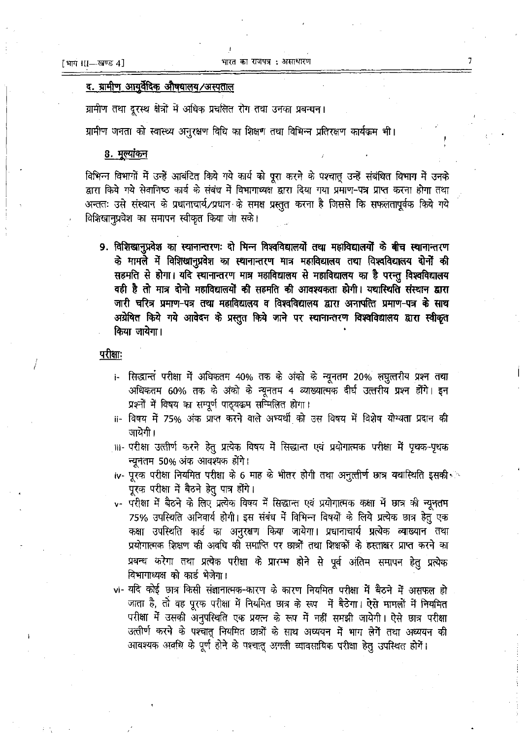### द. ग्रामीण आयुर्वेदिक औषधालय/अस्पताल

ग्रामीण तथा दूरस्थ क्षेत्रों में अधिक प्रचलित रोग तथा उनका प्रबन्धन।

ग्रामीण जनता को स्वास्थ्य अनुरक्षण विधि का शिक्षण तथा विभिन्न प्रतिरक्षण कार्यक्रम भी।

### 8. मूल्यांकन

विभिन्न विभागों में उन्हें आबंटित किये गये कार्य को पूरा करने के पश्चात् उन्हें संबंधित विभाग में उनके द्वारा किये गये सेवानिष्ठ कार्य के संबंध में विभागाध्यक्ष द्वारा दिया गया प्रमाण-पत्र प्राप्त करना होगा तथा अन्ततः उसे संस्थान के प्रधानाचार्य/प्रधान के समक्ष प्रस्तुत करना है जिससे कि सफलतापूर्वक किये गये विशिखानुप्रवेश का समापन स्वीकृत किया जा सके।

**9. विशिखानुप्रवेश का स्थानान्तरणः दो भिन्न विश्वविद्यालयों तथा महाविद्यालयों के बीच स्थानान्तरण के मामले में विशिखानुप्रवेश का स्थानान्तरण मात्र महाविद्यालय तथा विश्वविद्यालय दोनों की सहमति से होगा। यदि स्थानान्तरण मात्र महाविद्यालय से महाविद्यालय का है परन्तु विश्वविद्यालय वही है तो मात्र दोनो महाविद्यालयों की सहमति की आवश्यकता होगी। यथास्थिति संस्थान द्वारा जारी चरित्र प्रमाण-पत्र तथा महाविद्यालय व विश्वविद्यालय द्वारा अनापत्ति प्रमाण-पत्र के साथ अग्रेषित किये गये आवेदन के प्रस्तुत किये जाने पर स्थानान्तरण विश्वविद्यालय द्वारा स्वीकृत किया जायेगा।**

### परीक्षाः

i- सिद्धान्त परीक्षा में अधिकतम 40% तक के अंको के न्यूनतम 20% लघुत्तरीय प्रश्न तथा अधिकतम 60% तक के अंको के न्यूनतम 4 व्याख्यात्मक दीर्घ उत्तरीय प्रश्न होंगे। इन प्रश्नों में विषय का सम्पूर्ण पाठ्यक्रम सम्मिलित होगा।

ii- विषय में 75% अंक प्राप्त करने वाले अभ्यर्थी को उस विषय में विशेष योग्यता प्रदान की जायेगी।

iii- परीक्षा उत्तीर्ण करने हेतु प्रत्येक विषय में सिद्धान्त एवं प्रयोगात्मक परीक्षा में पृथक-पृथक न्यूनतम 50% अंक आवश्यक होंगे।

iv- पूरक परीक्षा नियमित परीक्षा के 6 माह के भीतर होगी तथा अनुत्तीर्ण छात्र यथास्थिति इसकी पूरक परीक्षा में बैठने हेतु पात्र होंगे।

v- परीक्षा में बैठने के लिए प्रत्येक विषय में सिद्धान्त एवं प्रयोगात्मक कक्षा में छात्र की न्यूनतम 75% उपस्थिति अनिवार्य होगी। इस संबंध में विभिन्न विषयों के लिये प्रत्येक छात्र हेतु एक कक्षा उपस्थिति कार्ड का अनुरक्षण किया जायेगा। प्रधानाचार्य प्रत्येक व्याख्यान तथा प्रयोगात्मक शिक्षण की अवधि की समाप्ति पर छात्रों तथा शिक्षकों के हस्ताक्षर प्राप्त करने का प्रबन्ध करेगा तथा प्रत्येक परीक्षा के प्रारम्भ होने से पूर्व अंतिम समापन हेतु प्रत्येक विभागाध्यक्ष को कार्ड भेजेगा।

vi- यदि कोई छात्र किसी संज्ञानात्मक-कारण के कारण नियमित परीक्षा में बैठने में असफल हो जाता है, तो वह पूरक परीक्षा में नियमित छात्र के रूप में बैठेगा। ऐसे मामलों में नियमित परीक्षा में उसकी अनुपस्थिति एक प्रयत्न के रूप में नहीं समझी जायेगी। ऐसे छात्र परीक्षा उत्तीर्ण करने के पश्चात् नियमित छात्रों के साथ अध्ययन में भाग लेगें तथा अध्ययन की आवश्यक अवधि के पूर्ण होने के पश्चात् अगली व्यावसायिक परीक्षा हेतु उपस्थित होगें।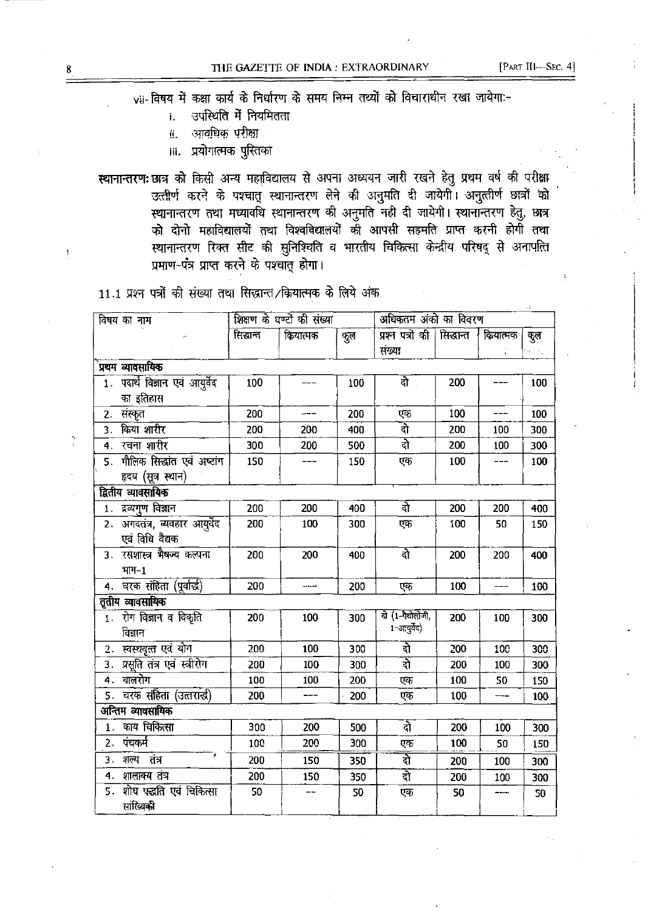vii- विषय में कक्षा कार्य के निर्धारण के समय निम्न तथ्यों को विचाराधीन रखा जायेगा:-

i. उपस्थिति में नियमितता
ii. आवधिक परीक्षा
iii. प्रयोगात्मक पुस्तिका

**स्थानान्तरण:** छात्र को किसी अन्य महाविद्यालय से अपना अध्ययन जारी रखने हेतु प्रथम वर्ष की परीक्षा उत्तीर्ण करने के पश्चात् स्थानान्तरण लेने की अनुमति दी जायेगी। अनुत्तीर्ण छात्रों को स्थानान्तरण तथा मध्यावधि स्थानान्तरण की अनुमति नही दी जायेगी। स्थानान्तरण हेतु, छात्र को दोनो महाविद्यालयों तथा विश्वविद्यालयों की आपसी सहमति प्राप्त करनी होगी तथा स्थानान्तरण रिक्त सीट की सुनिश्चिति व भारतीय चिकित्सा केन्द्रीय परिषद् से अनापत्ति प्रमाण-पत्र प्राप्त करने के पश्चात् होगा।

11.1 प्रश्न पत्रों की संख्या तथा सिद्धान्त/क्रियात्मक के लिये अंक

| विषय का नाम | शिक्षण के घण्टों की संख्या | | | अधिकतम अंको का विवरण | | | |
|---|---|---|---|---|---|---|---|
| | सिद्धान्त | क्रियात्मक | कुल | प्रश्न पत्रों की संख्या | सिद्धान्त | क्रियात्मक | कुल |
| **प्रथम व्यावसायिक** | | | | | | | |
| 1. पदार्थ विज्ञान एवं आयुर्वेद का इतिहास | 100 | --- | 100 | दो | 200 | --- | 100 |
| 2. संस्कृत | 200 | --- | 200 | एक | 100 | --- | 100 |
| 3. क्रिया शारीर | 200 | 200 | 400 | दो | 200 | 100 | 300 |
| 4. रचना शारीर | 300 | 200 | 500 | दो | 200 | 100 | 300 |
| 5. मौलिक सिद्धांत एवं अष्टांग हृदय (सूत्र स्थान) | 150 | --- | 150 | एक | 100 | --- | 100 |
| **द्वितीय व्यावसायिक** | | | | | | | |
| 1. द्रव्यगुण विज्ञान | 200 | 200 | 400 | दो | 200 | 200 | 400 |
| 2. अगदतंत्र, व्यवहार आयुर्वेद एवं विधि वैद्यक | 200 | 100 | 300 | एक | 100 | 50 | 150 |
| 3. रसशास्त्र भैषज्य कल्पना भाग-1 | 200 | 200 | 400 | दो | 200 | 200 | 400 |
| 4. चरक संहिता (पूर्वार्द्ध) | 200 | --- | 200 | एक | 100 | --- | 100 |
| **तृतीय व्यावसायिक** | | | | | | | |
| 1. रोग विज्ञान व विकृति विज्ञान | 200 | 100 | 300 | दो (1-पैथोलोजी, 1-आयुर्वेद) | 200 | 100 | 300 |
| 2. स्वस्थवृत्त एवं योग | 200 | 100 | 300 | दो | 200 | 100 | 300 |
| 3. प्रसूति तंत्र एवं स्त्रीरोग | 200 | 100 | 300 | दो | 200 | 100 | 300 |
| 4. बालरोग | 100 | 100 | 200 | एक | 100 | 50 | 150 |
| 5. चरक संहिता (उत्तरार्द्ध) | 200 | --- | 200 | एक | 100 | --- | 100 |
| **अन्तिम व्यावसायिक** | | | | | | | |
| 1. काय चिकित्सा | 300 | 200 | 500 | दो | 200 | 100 | 300 |
| 2. पंचकर्म | 100 | 200 | 300 | एक | 100 | 50 | 150 |
| 3. शल्य तंत्र | 200 | 150 | 350 | दो | 200 | 100 | 300 |
| 4. शालाक्य तंत्र | 200 | 150 | 350 | दो | 200 | 100 | 300 |
| 5. शोध पद्धति एवं चिकित्सा सांख्यिकी | 50 | -- | 50 | एक | 50 | --- | 50 |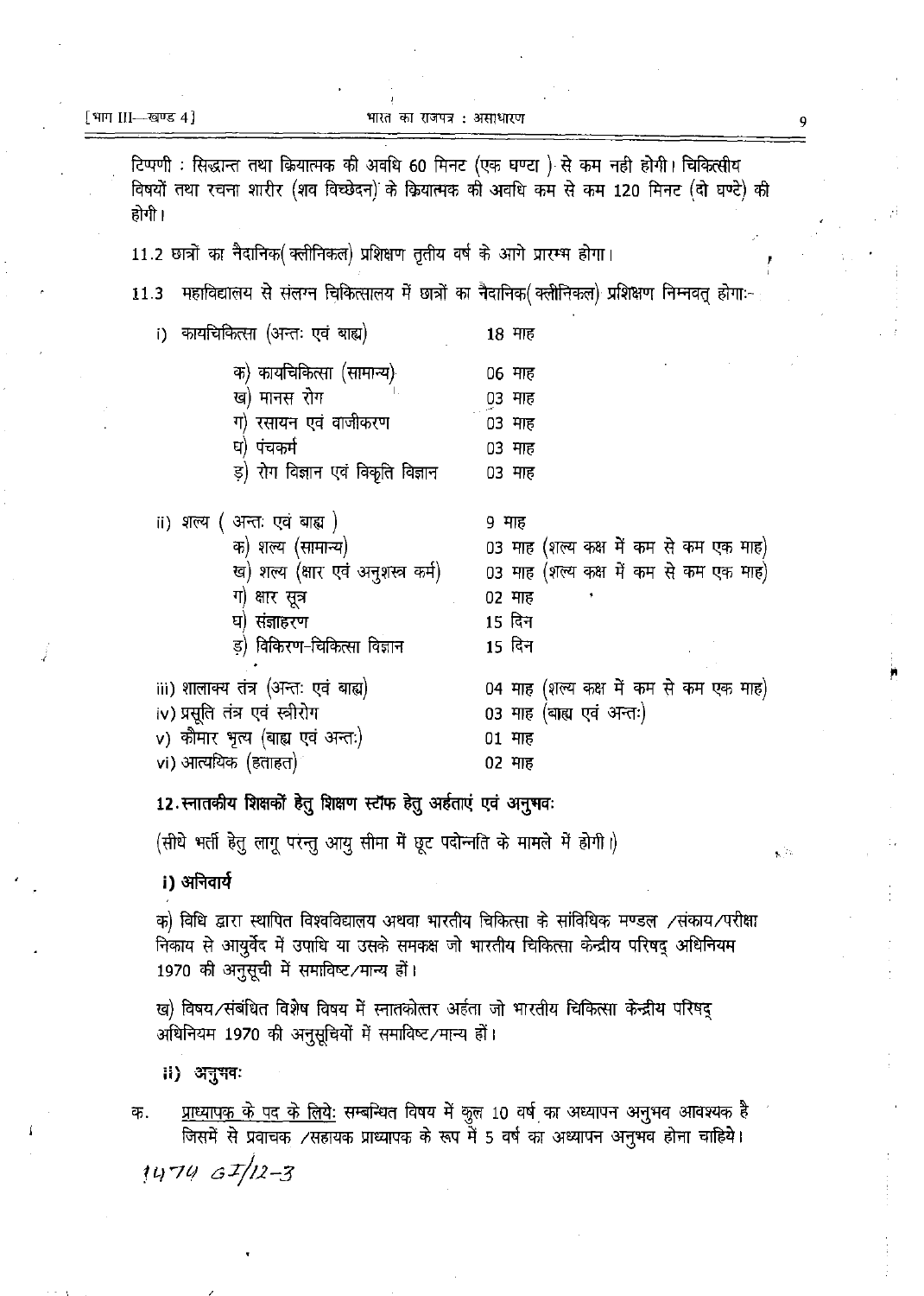टिप्पणी : सिद्धान्त तथा क्रियात्मक की अवधि 60 मिनट (एक घण्टा) से कम नही होगी। चिकित्सीय विषयों तथा रचना शारीर (शव विच्छेदन) के क्रियात्मक की अवधि कम से कम 120 मिनट (दो घण्टे) की होगी।

11.2 छात्रों का नैदानिक(क्लीनिकल) प्रशिक्षण तृतीय वर्ष के आगे प्रारम्भ होगा।

11.3 महाविद्यालय से संलग्न चिकित्सालय में छात्रों का नैदानिक(क्लीनिकल) प्रशिक्षण निम्नवत् होगा:-

| | |
|---|---|
| i) कायचिकित्सा (अन्तः एवं बाह्य) | 18 माह |
| क) कायचिकित्सा (सामान्य) | 06 माह |
| ख) मानस रोग | 03 माह |
| ग) रसायन एवं वाजीकरण | 03 माह |
| घ) पंचकर्म | 03 माह |
| ड़) रोग विज्ञान एवं विकृति विज्ञान | 03 माह |
| ii) शल्य ( अन्तः एवं बाह्य ) | 9 माह |
| क) शल्य (सामान्य) | 03 माह (शल्य कक्ष में कम से कम एक माह) |
| ख) शल्य (क्षार एवं अनुशस्त्र कर्म) | 03 माह (शल्य कक्ष में कम से कम एक माह) |
| ग) क्षार सूत्र | 02 माह |
| घ) संज्ञाहरण | 15 दिन |
| ड़) विकिरण-चिकित्सा विज्ञान | 15 दिन |
| iii) शालाक्य तंत्र (अन्तः एवं बाह्य) | 04 माह (शल्य कक्ष में कम से कम एक माह) |
| iv) प्रसूति तंत्र एवं स्त्रीरोग | 03 माह (बाह्य एवं अन्तः) |
| v) कौमार भृत्य (बाह्य एवं अन्तः) | 01 माह |
| vi) आत्ययिक (हताहत) | 02 माह |

## 12. स्नातकीय शिक्षकों हेतु शिक्षण स्टॉफ हेतु अर्हताएं एवं अनुभवः

(सीधे भर्ती हेतु लागू परन्तु आयु सीमा में छूट पदोन्नति के मामले में होगी।)

### i) अनिवार्य

क) विधि द्वारा स्थापित विश्वविद्यालय अथवा भारतीय चिकित्सा के सांविधिक मण्डल /संकाय/परीक्षा निकाय से आयुर्वेद में उपाधि या उसके समकक्ष जो भारतीय चिकित्सा केन्द्रीय परिषद् अधिनियम 1970 की अनुसूची में समाविष्ट/मान्य हों।

ख) विषय/संबंधित विशेष विषय में स्नातकोत्तर अर्हता जो भारतीय चिकित्सा केन्द्रीय परिषद् अधिनियम 1970 की अनुसूचियों में समाविष्ट/मान्य हों।

### ii) अनुभवः

क. <u>प्राध्यापक के पद के लियेः</u> सम्बन्धित विषय में कुल 10 वर्ष का अध्यापन अनुभव आवश्यक है जिसमें से प्रवाचक /सहायक प्राध्यापक के रूप में 5 वर्ष का अध्यापन अनुभव होना चाहिये।

1474 GI/12-3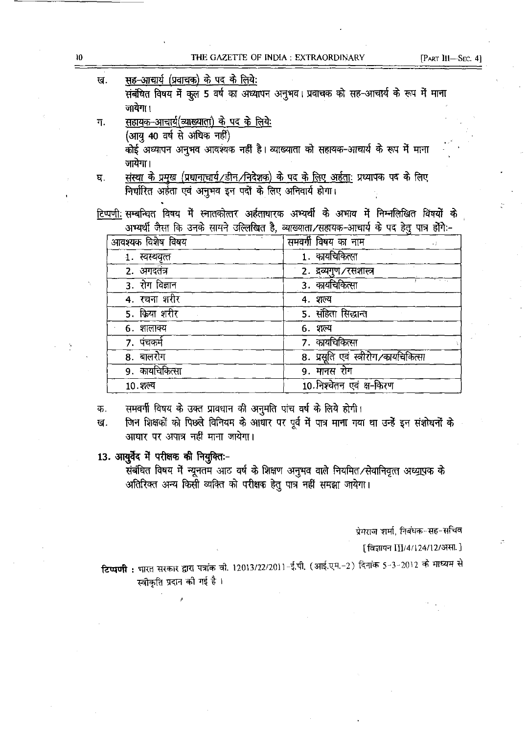ख. <u>सह-आचार्य (प्रवाचक) के पद के लियेः</u>
संबंधित विषय में कुल 5 वर्ष का अध्यापन अनुभव। प्रवाचक को सह-आचार्य के रूप में माना जायेगा।

ग. <u>सहायक-आचार्य(व्याख्याता) के पद के लियेः</u>
(आयु 40 वर्ष से अधिक नहीं)
कोई अध्यापन अनुभव आवश्यक नहीं है। व्याख्याता को सहायक-आचार्य के रूप में माना जायेगा।

घ. <u>संस्था के प्रमुख (प्रधानाचार्य/डीन/निदेशक) के पद के लिए अर्हता:</u> प्रध्यापक पद के लिए निर्धारित अर्हता एवं अनुभव इन पदों के लिए अनिवार्य होगा।

<u>टिप्पणी:</u> सम्बन्धित विषय में स्नातकोत्तर अर्हताधारक अभ्यर्थी के अभाव में निम्नलिखित विषयों के अभ्यर्थी जैसा कि उनके सामने उल्लिखित है, व्याख्याता/सहायक-आचार्य के पद हेतु पात्र होंगेः-

| आवश्यक विशेष विषय | समवर्गी विषय का नाम |
|---|---|
| 1. स्वस्थवृत्त | 1. कायचिकित्सा |
| 2. अगदतंत्र | 2. द्रव्यगुण/रसशास्त्र |
| 3. रोग विज्ञान | 3. कायचिकित्सा |
| 4. रचना शरीर | 4. शल्य |
| 5. क्रिया शरीर | 5. संहिता सिद्धान्त |
| 6. शालाक्य | 6. शल्य |
| 7. पंचकर्म | 7. कायचिकित्सा |
| 8. बालरोग | 8. प्रसूति एवं स्त्रीरोग/कायचिकित्सा |
| 9. कायचिकित्सा | 9. मानस रोग |
| 10. शल्य | 10. निश्चेतन एवं क्ष-किरण |

क. समवर्गी विषय के उक्त प्रावधान की अनुमति पांच वर्ष के लिये होगी।

ख. जिन शिक्षकों को पिछले विनियम के आधार पर पूर्व में पात्र माना गया था उन्हें इन संशोधनों के आधार पर अपात्र नहीं माना जायेगा।

**13. आयुर्वेद में परीक्षक की नियुक्तिः-**

संबंधित विषय में न्यूनतम आठ वर्ष के शिक्षण अनुभव वाले नियमित/सेवानिवृत्त अध्यापक के अतिरिक्त अन्य किसी व्यक्ति को परीक्षक हेतु पात्र नहीं समझा जायेगा।

प्रेमराज शर्मा, निबंधक-सह-सचिव

[विज्ञापन III/4/124/12/असा.]

**टिप्पणी :** भारत सरकार द्वारा पत्रांक वी. 12013/22/2011-ई.पी. (आई.एम.-2) दिनांक 5-3-2012 के माध्यम से स्वीकृति प्रदान की गई है।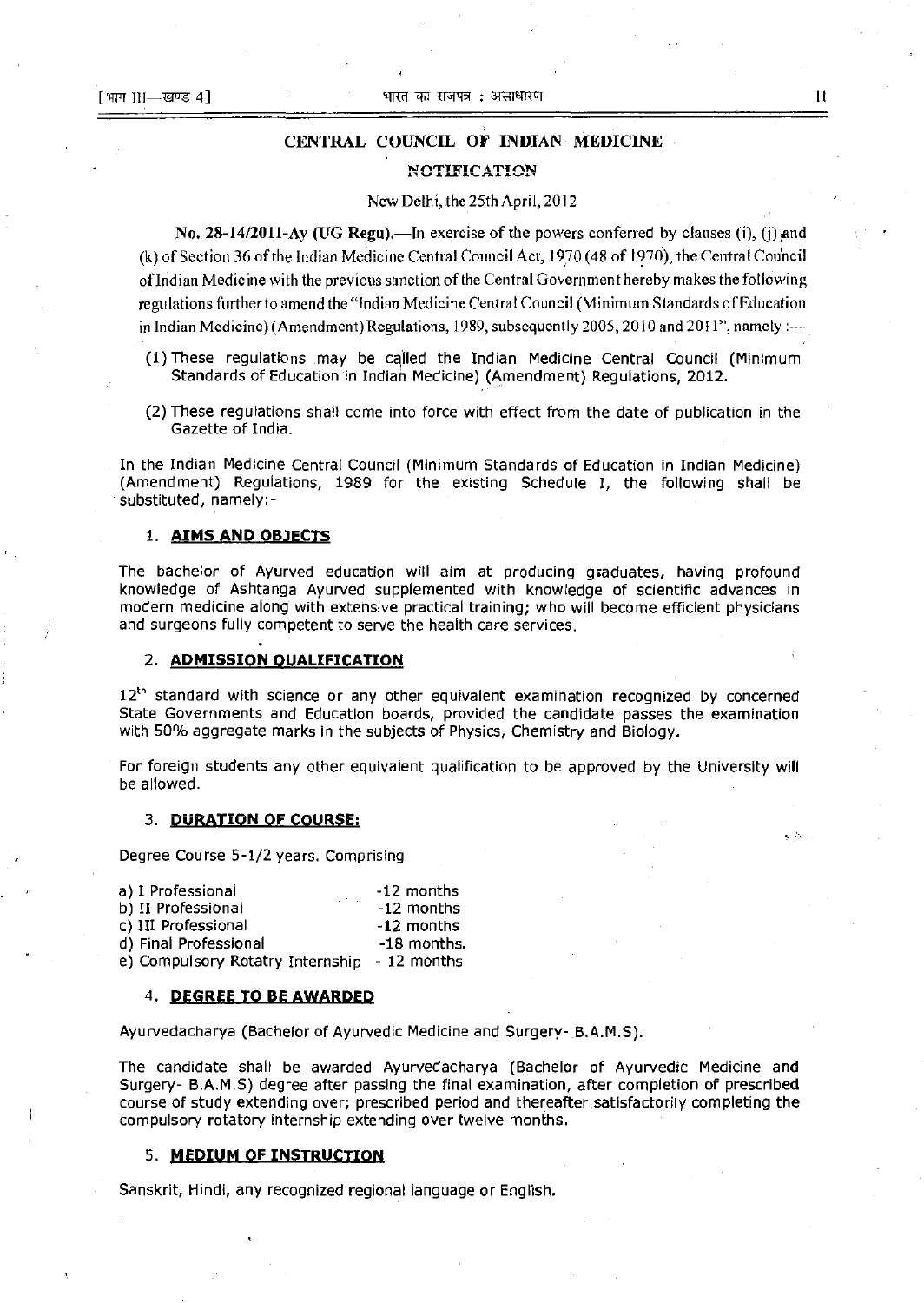## CENTRAL COUNCIL OF INDIAN MEDICINE

### NOTIFICATION

New Delhi, the 25th April, 2012

**No. 28-14/2011-Ay (UG Regu).**—In exercise of the powers conferred by clauses (i), (j) and (k) of Section 36 of the Indian Medicine Central Council Act, 1970 (48 of 1970), the Central Council of Indian Medicine with the previous sanction of the Central Government hereby makes the following regulations further to amend the "Indian Medicine Central Council (Minimum Standards of Education in Indian Medicine) (Amendment) Regulations, 1989, subsequently 2005, 2010 and 2011", namely :—

(1) These regulations may be called the Indian Medicine Central Council (Minimum Standards of Education in Indian Medicine) (Amendment) Regulations, 2012.

(2) These regulations shall come into force with effect from the date of publication in the Gazette of India.

In the Indian Medicine Central Council (Minimum Standards of Education in Indian Medicine) (Amendment) Regulations, 1989 for the existing Schedule I, the following shall be substituted, namely:-

### 1. AIMS AND OBJECTS

The bachelor of Ayurved education will aim at producing graduates, having profound knowledge of Ashtanga Ayurved supplemented with knowledge of scientific advances in modern medicine along with extensive practical training; who will become efficient physicians and surgeons fully competent to serve the health care services.

### 2. ADMISSION QUALIFICATION

12th standard with science or any other equivalent examination recognized by concerned State Governments and Education boards, provided the candidate passes the examination with 50% aggregate marks in the subjects of Physics, Chemistry and Biology.

For foreign students any other equivalent qualification to be approved by the University will be allowed.

### 3. DURATION OF COURSE:

Degree Course 5-1/2 years. Comprising

a) I Professional -12 months
b) II Professional -12 months
c) III Professional -12 months
d) Final Professional -18 months.
e) Compulsory Rotatry Internship - 12 months

### 4. DEGREE TO BE AWARDED

Ayurvedacharya (Bachelor of Ayurvedic Medicine and Surgery- B.A.M.S).

The candidate shall be awarded Ayurvedacharya (Bachelor of Ayurvedic Medicine and Surgery- B.A.M.S) degree after passing the final examination, after completion of prescribed course of study extending over; prescribed period and thereafter satisfactorily completing the compulsory rotatory internship extending over twelve months.

### 5. MEDIUM OF INSTRUCTION

Sanskrit, Hindi, any recognized regional language or English.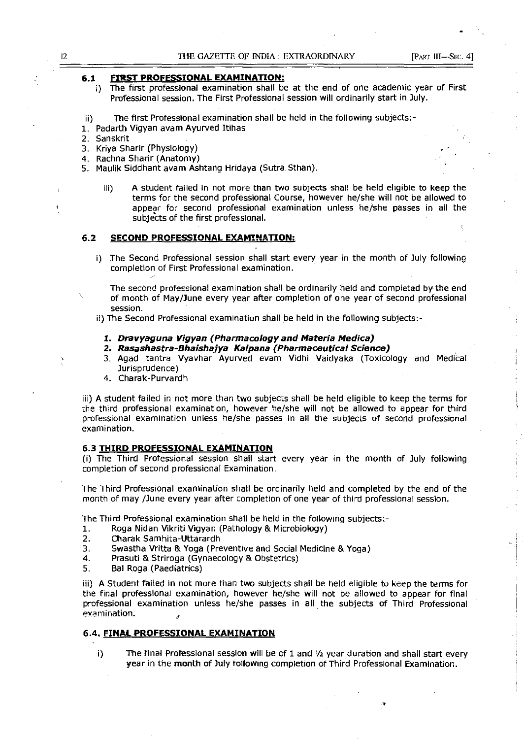### 6.1 FIRST PROFESSIONAL EXAMINATION:

i) The first professional examination shall be at the end of one academic year of First Professional session. The First Professional session will ordinarily start in July.

ii) The first Professional examination shall be held in the following subjects:-

1. Padarth Vigyan avam Ayurved Itihas
2. Sanskrit
3. Kriya Sharir (Physiology)
4. Rachna Sharir (Anatomy)
5. Maulik Siddhant avam Ashtang Hridaya (Sutra Sthan).

iii) A student failed in not more than two subjects shall be held eligible to keep the terms for the second professional Course, however he/she will not be allowed to appear for second professional examination unless he/she passes in all the subjects of the first professional.

### 6.2 SECOND PROFESSIONAL EXAMINATION:

i) The Second Professional session shall start every year in the month of July following completion of First Professional examination.

The second professional examination shall be ordinarily held and completed by the end of month of May/June every year after completion of one year of second professional session.

ii) The Second Professional examination shall be held in the following subjects:-

1. ***Dravyaguna Vigyan (Pharmacology and Materia Medica)***
2. ***Rasashastra-Bhaishajya Kalpana (Pharmaceutical Science)***
3. Agad tantra Vyavhar Ayurved evam Vidhi Vaidyaka (Toxicology and Medical Jurisprudence)
4. Charak-Purvardh

iii) A student failed in not more than two subjects shall be held eligible to keep the terms for the third professional examination, however he/she will not be allowed to appear for third professional examination unless he/she passes in all the subjects of second professional examination.

### 6.3 THIRD PROFESSIONAL EXAMINATION

(i) The Third Professional session shall start every year in the month of July following completion of second professional Examination.

The Third Professional examination shall be ordinarily held and completed by the end of the month of may /June every year after completion of one year of third professional session.

The Third Professional examination shall be held in the following subjects:-

1. Roga Nidan Vikriti Vigyan (Pathology & Microbiology)
2. Charak Samhita-Uttarardh
3. Swastha Vritta & Yoga (Preventive and Social Medicine & Yoga)
4. Prasuti & Striroga (Gynaecology & Obstetrics)
5. Bal Roga (Paediatrics)

iii) A Student failed in not more than two subjects shall be held eligible to keep the terms for the final professional examination, however he/she will not be allowed to appear for final professional examination unless he/she passes in all the subjects of Third Professional examination.

### 6.4. FINAL PROFESSIONAL EXAMINATION

i) The final Professional session will be of 1 and ½ year duration and shall start every year in the month of July following completion of Third Professional Examination.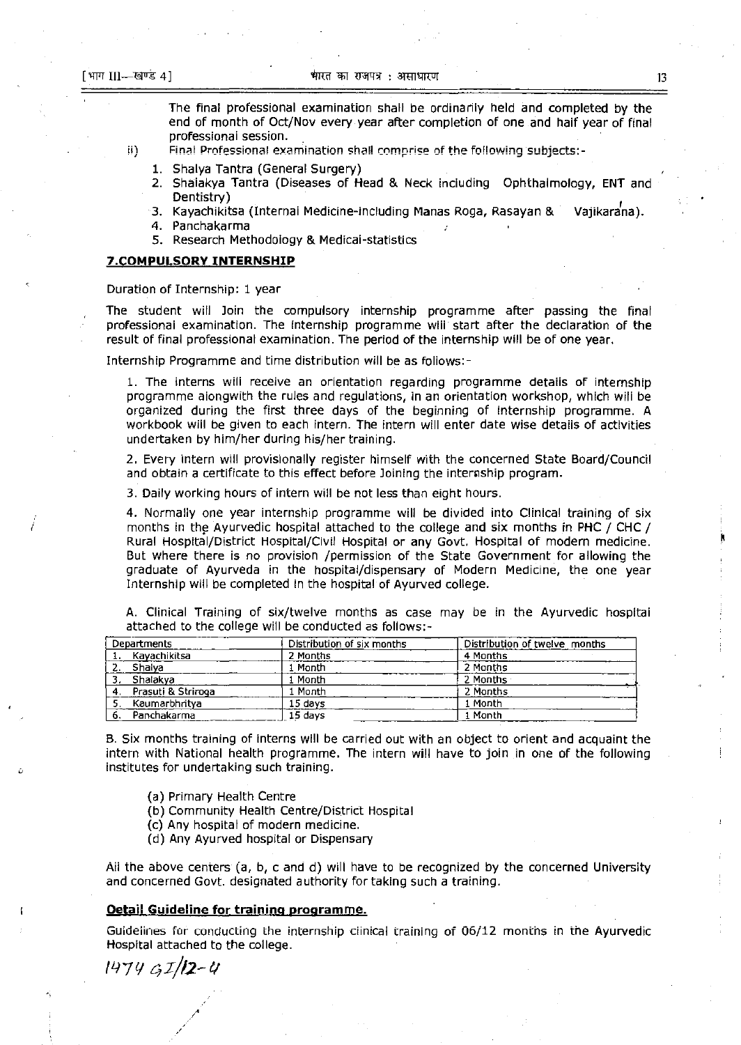The final professional examination shall be ordinarily held and completed by the end of month of Oct/Nov every year after completion of one and half year of final professional session.

ii) Final Professional examination shall comprise of the following subjects:-

1. Shalya Tantra (General Surgery)
2. Shalakya Tantra (Diseases of Head & Neck including Ophthalmology, ENT and Dentistry)
3. Kayachikitsa (Internal Medicine-including Manas Roga, Rasayan & Vajikarana).
4. Panchakarma
5. Research Methodology & Medical-statistics

## 7. COMPULSORY INTERNSHIP

Duration of Internship: 1 year

The student will Join the compulsory internship programme after passing the final professional examination. The internship programme will start after the declaration of the result of final professional examination. The period of the internship will be of one year.

Internship Programme and time distribution will be as follows:-

1. The interns will receive an orientation regarding programme details of internship programme alongwith the rules and regulations, in an orientation workshop, which will be organized during the first three days of the beginning of internship programme. A workbook will be given to each intern. The intern will enter date wise details of activities undertaken by him/her during his/her training.

2. Every intern will provisionally register himself with the concerned State Board/Council and obtain a certificate to this effect before Joining the internship program.

3. Daily working hours of intern will be not less than eight hours.

4. Normally one year internship programme will be divided into Clinical training of six months in the Ayurvedic hospital attached to the college and six months in PHC / CHC / Rural Hospital/District Hospital/Civil Hospital or any Govt. Hospital of modern medicine. But where there is no provision /permission of the State Government for allowing the graduate of Ayurveda in the hospital/dispensary of Modern Medicine, the one year Internship will be completed in the hospital of Ayurved college.

A. Clinical Training of six/twelve months as case may be in the Ayurvedic hospital attached to the college will be conducted as follows:-

| Departments | Distribution of six months | Distribution of twelve months |
|---|---|---|
| 1. Kayachikitsa | 2 Months | 4 Months |
| 2. Shalya | 1 Month | 2 Months |
| 3. Shalakya | 1 Month | 2 Months |
| 4. Prasuti & Striroga | 1 Month | 2 Months |
| 5. Kaumarbhritya | 15 days | 1 Month |
| 6. Panchakarma | 15 days | 1 Month |

B. Six months training of interns will be carried out with an object to orient and acquaint the intern with National health programme. The intern will have to join in one of the following institutes for undertaking such training.

(a) Primary Health Centre
(b) Community Health Centre/District Hospital
(c) Any hospital of modern medicine.
(d) Any Ayurved hospital or Dispensary

All the above centers (a, b, c and d) will have to be recognized by the concerned University and concerned Govt. designated authority for taking such a training.

**Detail Guideline for training programme.**

Guidelines for conducting the internship clinical training of 06/12 months in the Ayurvedic Hospital attached to the college.

1474 GI/12-4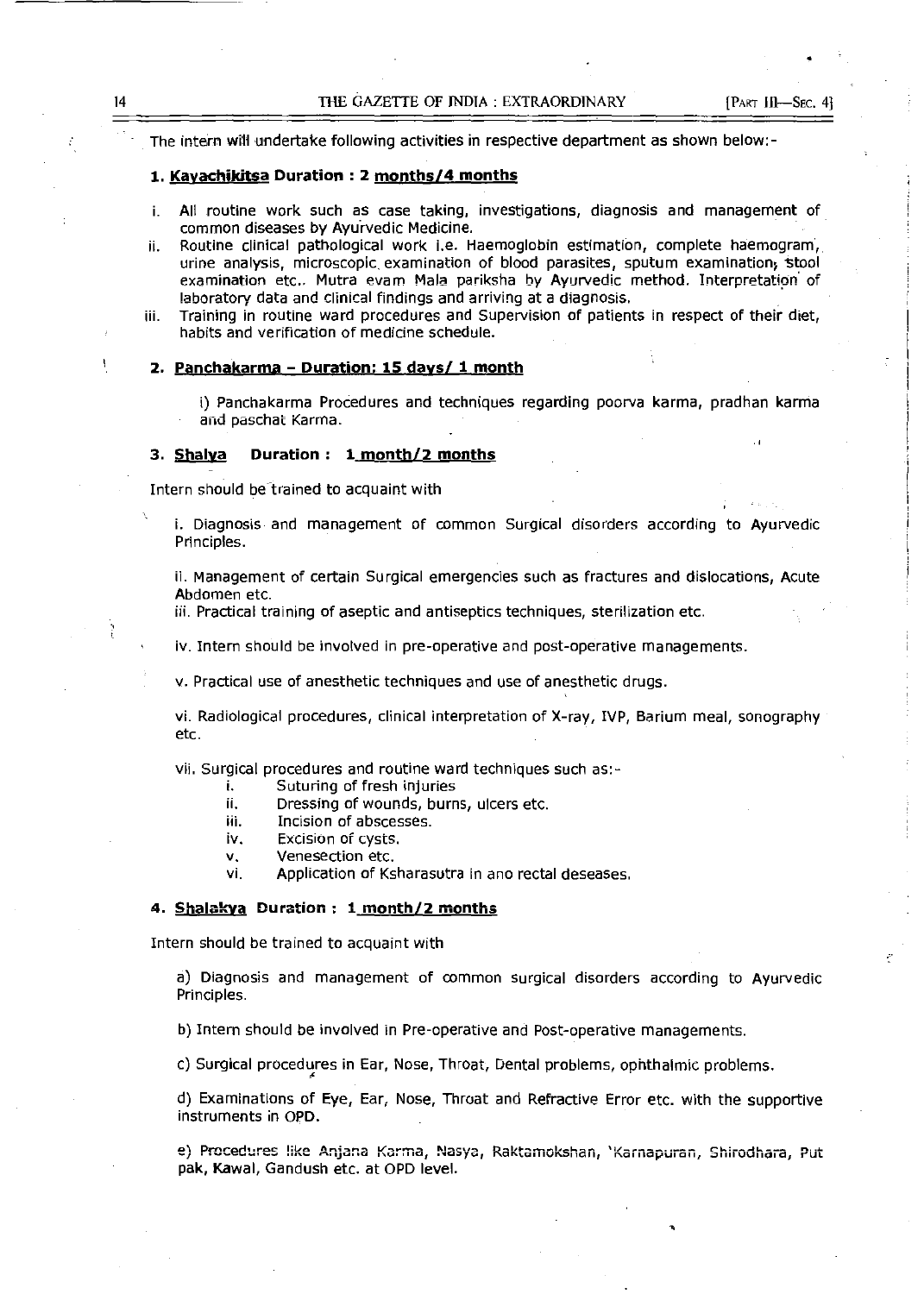The intern will undertake following activities in respective department as shown below:-

### 1. Kayachikitsa Duration : 2 months/4 months

i. All routine work such as case taking, investigations, diagnosis and management of common diseases by Ayurvedic Medicine.

ii. Routine clinical pathological work i.e. Haemoglobin estimation, complete haemogram, urine analysis, microscopic examination of blood parasites, sputum examination, stool examination etc.. Mutra evam Mala pariksha by Ayurvedic method. Interpretation of laboratory data and clinical findings and arriving at a diagnosis.

iii. Training in routine ward procedures and Supervision of patients in respect of their diet, habits and verification of medicine schedule.

### 2. Panchakarma - Duration: 15 days/ 1 month

i) Panchakarma Procedures and techniques regarding poorva karma, pradhan karma and paschat Karma.

### 3. Shalya Duration : 1 month/2 months

Intern should be trained to acquaint with

i. Diagnosis and management of common Surgical disorders according to Ayurvedic Principles.

ii. Management of certain Surgical emergencies such as fractures and dislocations, Acute Abdomen etc.

iii. Practical training of aseptic and antiseptics techniques, sterilization etc.

iv. Intern should be involved in pre-operative and post-operative managements.

v. Practical use of anesthetic techniques and use of anesthetic drugs.

vi. Radiological procedures, clinical interpretation of X-ray, IVP, Barium meal, sonography etc.

vii. Surgical procedures and routine ward techniques such as:-

i. Suturing of fresh injuries
ii. Dressing of wounds, burns, ulcers etc.
iii. Incision of abscesses.
iv. Excision of cysts.
v. Venesection etc.
vi. Application of Ksharasutra in ano rectal deseases.

### 4. Shalakya Duration : 1 month/2 months

Intern should be trained to acquaint with

a) Diagnosis and management of common surgical disorders according to Ayurvedic Principles.

b) Intern should be involved in Pre-operative and Post-operative managements.

c) Surgical procedures in Ear, Nose, Throat, Dental problems, ophthalmic problems.

d) Examinations of Eye, Ear, Nose, Throat and Refractive Error etc. with the supportive instruments in OPD.

e) Procedures like Anjana Karma, Nasya, Raktamokshan, 'Karnapuran, Shirodhara, Put pak, Kawal, Gandush etc. at OPD level.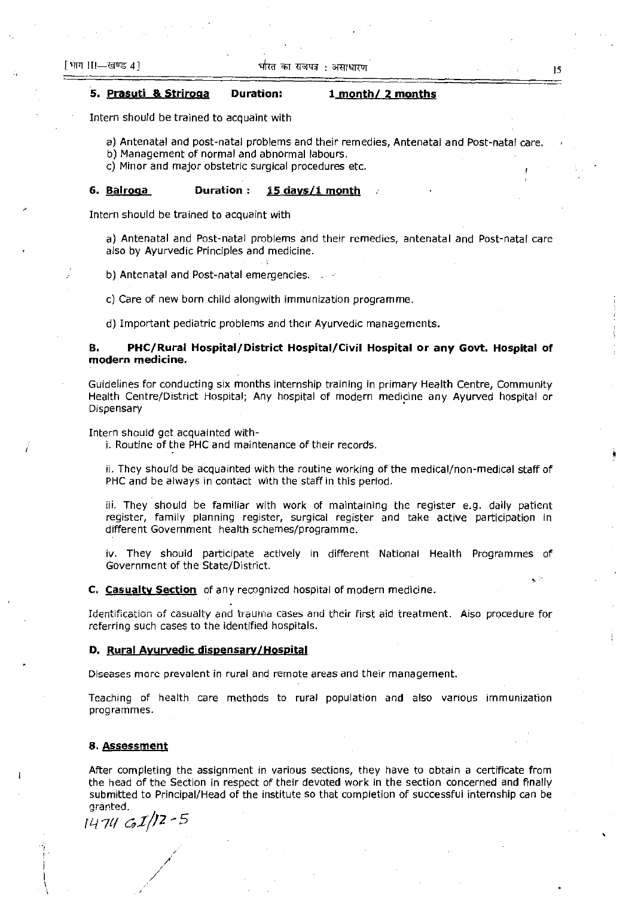**5. Prasuti & Striroga** **Duration:** **1 month/ 2 months**

Intern should be trained to acquaint with

a) Antenatal and post-natal problems and their remedies, Antenatal and Post-natal care.
b) Management of normal and abnormal labours.
c) Minor and major obstetric surgical procedures etc.

**6. Balroga** **Duration :** **15 days/1 month**

Intern should be trained to acquaint with

a) Antenatal and Post-natal problems and their remedies, antenatal and Post-natal care also by Ayurvedic Principles and medicine.

b) Antenatal and Post-natal emergencies.

c) Care of new born child alongwith immunization programme.

d) Important pediatric problems and their Ayurvedic managements.

**B. PHC/Rural Hospital/District Hospital/Civil Hospital or any Govt. Hospital of modern medicine.**

Guidelines for conducting six months internship training in primary Health Centre, Community Health Centre/District Hospital; Any hospital of modern medicine any Ayurved hospital or Dispensary

Intern should get acquainted with-

i. Routine of the PHC and maintenance of their records.

ii. They should be acquainted with the routine working of the medical/non-medical staff of PHC and be always in contact with the staff in this period.

iii. They should be familiar with work of maintaining the register e.g. daily patient register, family planning register, surgical register and take active participation in different Government health schemes/programme.

iv. They should participate actively in different National Health Programmes of Government of the State/District.

**C. Casualty Section** of any recognized hospital of modern medicine.

Identification of casualty and trauma cases and their first aid treatment. Also procedure for referring such cases to the identified hospitals.

**D. Rural Ayurvedic dispensary/Hospital**

Diseases more prevalent in rural and remote areas and their management.

Teaching of health care methods to rural population and also various immunization programmes.

**8. Assessment**

After completing the assignment in various sections, they have to obtain a certificate from the head of the Section in respect of their devoted work in the section concerned and finally submitted to Principal/Head of the institute so that completion of successful internship can be granted.

1474 GI/12-5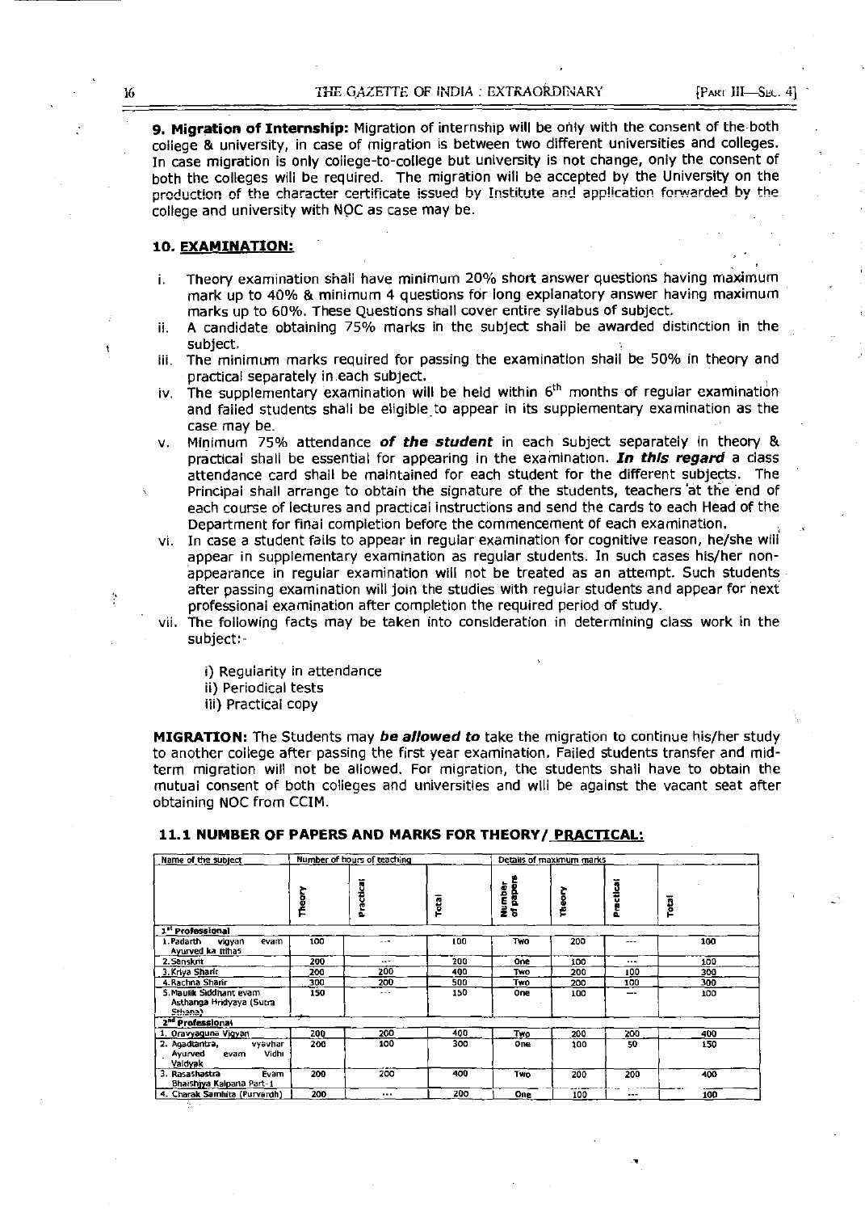**9. Migration of Internship:** Migration of internship will be only with the consent of the both college & university, in case of migration is between two different universities and colleges. In case migration is only college-to-college but university is not change, only the consent of both the colleges will be required. The migration will be accepted by the University on the production of the character certificate issued by Institute and application forwarded by the college and university with NOC as case may be.

### 10. EXAMINATION:

i. Theory examination shall have minimum 20% short answer questions having maximum mark up to 40% & minimum 4 questions for long explanatory answer having maximum marks up to 60%. These Questions shall cover entire syllabus of subject.

ii. A candidate obtaining 75% marks in the subject shall be awarded distinction in the subject.

iii. The minimum marks required for passing the examination shall be 50% in theory and practical separately in each subject.

iv. The supplementary examination will be held within 6th months of regular examination and failed students shall be eligible to appear in its supplementary examination as the case may be.

v. Minimum 75% attendance ***of the student*** in each subject separately in theory & practical shall be essential for appearing in the examination. ***In this regard*** a class attendance card shall be maintained for each student for the different subjects. The Principal shall arrange to obtain the signature of the students, teachers at the end of each course of lectures and practical instructions and send the cards to each Head of the Department for final completion before the commencement of each examination.

vi. In case a student fails to appear in regular examination for cognitive reason, he/she will appear in supplementary examination as regular students. In such cases his/her non-appearance in regular examination will not be treated as an attempt. Such students after passing examination will join the studies with regular students and appear for next professional examination after completion the required period of study.

vii. The following facts may be taken into consideration in determining class work in the subject:-

    i) Regularity in attendance
    ii) Periodical tests
    iii) Practical copy

**MIGRATION:** The Students may ***be allowed to*** take the migration to continue his/her study to another college after passing the first year examination. Failed students transfer and mid-term migration will not be allowed. For migration, the students shall have to obtain the mutual consent of both colleges and universities and will be against the vacant seat after obtaining NOC from CCIM.

### 11.1 NUMBER OF PAPERS AND MARKS FOR THEORY/ PRACTICAL:

| Name of the subject | Number of hours of teaching | | | Details of maximum marks | | | |
|---|---|---|---|---|---|---|---|
| | Theory | Practical | Total | Number of papers | Theory | Practical | Total |
| **1st Professional** | | | | | | | |
| 1. Padarth vigyan evam Ayurved ka Itihas | 100 | --- | 100 | Two | 200 | --- | 100 |
| 2. Sanskrit | 200 | --- | 200 | One | 100 | --- | 100 |
| 3. Kriya Sharir | 200 | 200 | 400 | Two | 200 | 100 | 300 |
| 4. Rachna Sharir | 300 | 200 | 500 | Two | 200 | 100 | 300 |
| 5. Maulik Siddhant evam Asthanga Hridyaya (Sutra Sthana) | 150 | --- | 150 | One | 100 | --- | 100 |
| **2nd Professional** | | | | | | | |
| 1. Dravyaguna Vigyan | 200 | 200 | 400 | Two | 200 | 200 | 400 |
| 2. Agadtantra, vyavhar Ayurved evam Vidhi Vaidyak | 200 | 100 | 300 | One | 100 | 50 | 150 |
| 3. Rasashastra Evam Bhaishjya Kalpana Part-1 | 200 | 200 | 400 | Two | 200 | 200 | 400 |
| 4. Charak Samhita (Purvardh) | 200 | ... | 200 | One | 100 | --- | 100 |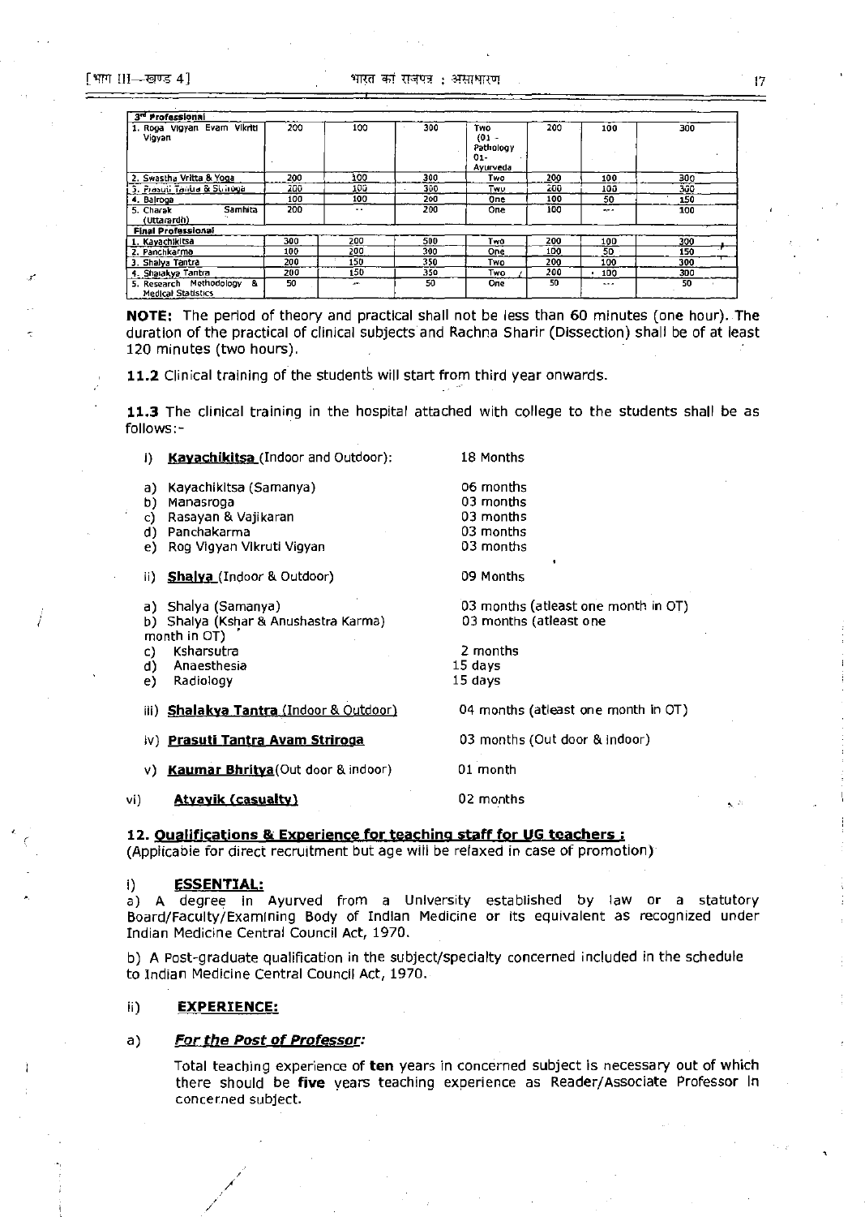| 3rd Professional | | | | | | | |
|---|---|---|---|---|---|---|---|
| 1. Roga Vigyan Evam Vikriti Vigyan | 200 | 100 | 300 | Two (01 - Pathology 01- Ayurveda | 200 | 100 | 300 |
| 2. Swastha Vritta & Yoga | 200 | 100 | 300 | Two | 200 | 100 | 300 |
| 3. Prasuti Tantra & Striroga | 200 | 100 | 300 | Two | 200 | 100 | 300 |
| 4. Balroga | 100 | 100 | 200 | One | 100 | 50 | 150 |
| 5. Charak Samhita (Uttarardh) | 200 | -- | 200 | One | 100 | --- | 100 |
| **Final Professional** | | | | | | | |
| 1. Kayachikitsa | 300 | 200 | 500 | Two | 200 | 100 | 300 |
| 2. Panchkarma | 100 | 200 | 300 | One | 100 | 50 | 150 |
| 3. Shalya Tantra | 200 | 150 | 350 | Two | 200 | 100 | 300 |
| 4. Shalakya Tantra | 200 | 150 | 350 | Two | 200 | 100 | 300 |
| 5. Research Methodology & Medical Statistics | 50 | -- | 50 | One | 50 | --- | 50 |

**NOTE:** The period of theory and practical shall not be less than 60 minutes (one hour). The duration of the practical of clinical subjects and Rachna Sharir (Dissection) shall be of at least 120 minutes (two hours).

**11.2** Clinical training of the students will start from third year onwards.

**11.3** The clinical training in the hospital attached with college to the students shall be as follows:-

i) **Kayachikitsa** (Indoor and Outdoor): 18 Months

a) Kayachikitsa (Samanya) — 06 months
b) Manasroga — 03 months
c) Rasayan & Vajikaran — 03 months
d) Panchakarma — 03 months
e) Rog Vigyan Vikruti Vigyan — 03 months

ii) **Shalya** (Indoor & Outdoor) — 09 Months

a) Shalya (Samanya) — 03 months (atleast one month in OT)
b) Shalya (Kshar & Anushastra Karma) — 03 months (atleast one month in OT)
c) Ksharsutra — 2 months
d) Anaesthesia — 15 days
e) Radiology — 15 days

iii) **Shalakya Tantra** (Indoor & Outdoor) — 04 months (atleast one month in OT)

iv) **Prasuti Tantra Avam Striroga** — 03 months (Out door & indoor)

v) **Kaumar Bhritya** (Out door & indoor) — 01 month

vi) **Atyayik (casualty)** — 02 months

## 12. Qualifications & Experience for teaching staff for UG teachers :

(Applicable for direct recruitment but age will be relaxed in case of promotion)

### i) ESSENTIAL:

a) A degree in Ayurved from a University established by law or a statutory Board/Faculty/Examining Body of Indian Medicine or its equivalent as recognized under Indian Medicine Central Council Act, 1970.

b) A Post-graduate qualification in the subject/specialty concerned included in the schedule to Indian Medicine Central Council Act, 1970.

### ii) EXPERIENCE:

a) ***For the Post of Professor:***

Total teaching experience of **ten** years in concerned subject is necessary out of which there should be **five** years teaching experience as Reader/Associate Professor in concerned subject.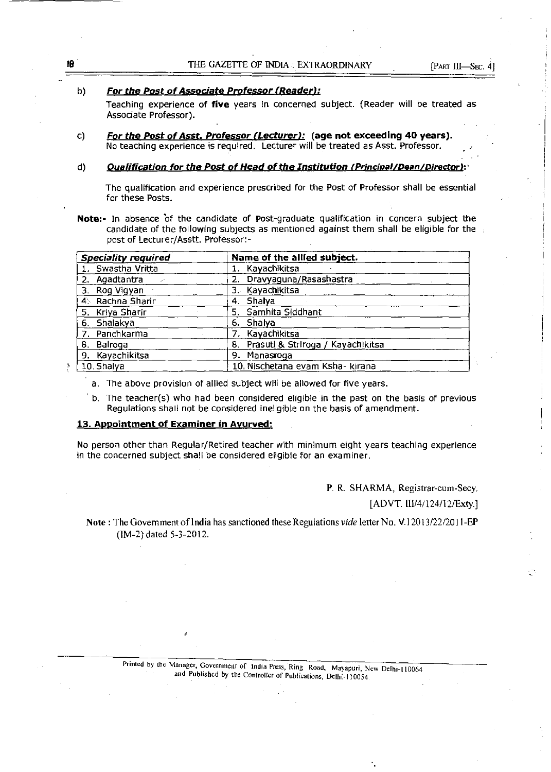b) ***For the Post of Associate Professor (Reader):***

Teaching experience of **five** years in concerned subject. (Reader will be treated as Associate Professor).

c) ***For the Post of Asst. Professor (Lecturer):*** **(age not exceeding 40 years).** No teaching experience is required. Lecturer will be treated as Asst. Professor.

d) ***Qualification for the Post of Head of the Institution (Principal/Dean/Director):***

The qualification and experience prescribed for the Post of Professor shall be essential for these Posts.

**Note:-** In absence of the candidate of Post-graduate qualification in concern subject the candidate of the following subjects as mentioned against them shall be eligible for the post of Lecturer/Asstt. Professor:-

| *Speciality required* | Name of the allied subject. |
|---|---|
| 1. Swastha Vritta | 1. Kayachikitsa |
| 2. Agadtantra | 2. Dravyaguna/Rasashastra |
| 3. Rog Vigyan | 3. Kayachikitsa |
| 4. Rachna Sharir | 4. Shalya |
| 5. Kriya Sharir | 5. Samhita Siddhant |
| 6. Shalakya | 6. Shalya |
| 7. Panchkarma | 7. Kayachikitsa |
| 8. Balroga | 8. Prasuti & Striroga / Kayachikitsa |
| 9. Kayachikitsa | 9. Manasroga |
| 10. Shalya | 10. Nischetana evam Ksha- kirana |

a. The above provision of allied subject will be allowed for five years.

b. The teacher(s) who had been considered eligible in the past on the basis of previous Regulations shall not be considered ineligible on the basis of amendment.

**13. Appointment of Examiner in Ayurved:**

No person other than Regular/Retired teacher with minimum eight years teaching experience in the concerned subject shall be considered eligible for an examiner.

P. R. SHARMA, Registrar-cum-Secy.

[ADVT. III/4/124/12/Exty.]

Note : The Government of India has sanctioned these Regulations *vide* letter No. V.12013/22/2011-EP (IM-2) dated 5-3-2012.

Printed by the Manager, Government of India Press, Ring Road, Mayapuri, New Delhi-110064 and Published by the Controller of Publications, Delhi-110054.